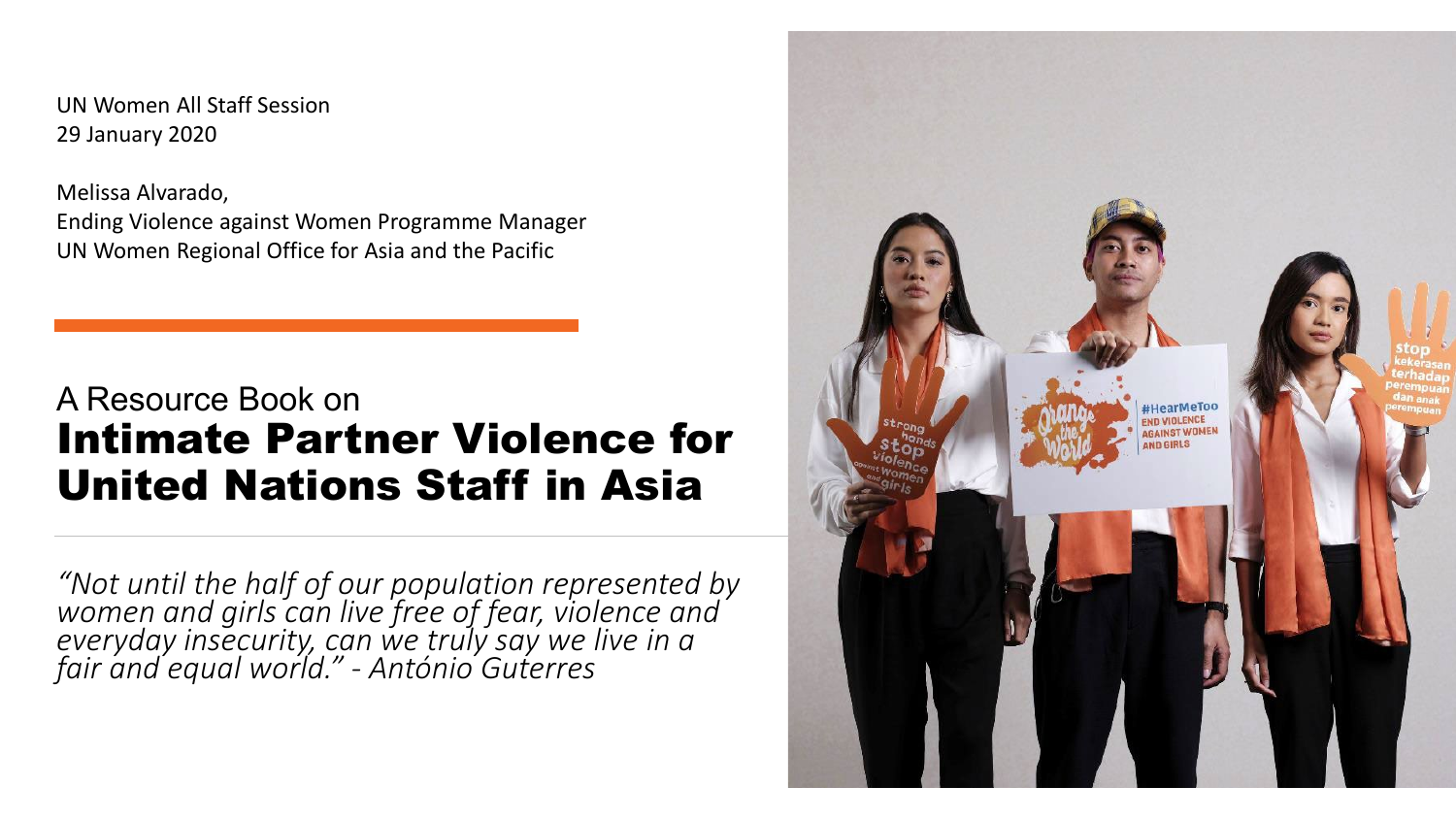UN Women All Staff Session
29 January 2020

Melissa Alvarado,
Ending Violence against Women Programme Manager
UN Women Regional Office for Asia and the Pacific

# A Resource Book on **Intimate Partner Violence for United Nations Staff in Asia**

*"Not until the half of our population represented by women and girls can live free of fear, violence and everyday insecurity, can we truly say we live in a fair and equal world." - António Guterres*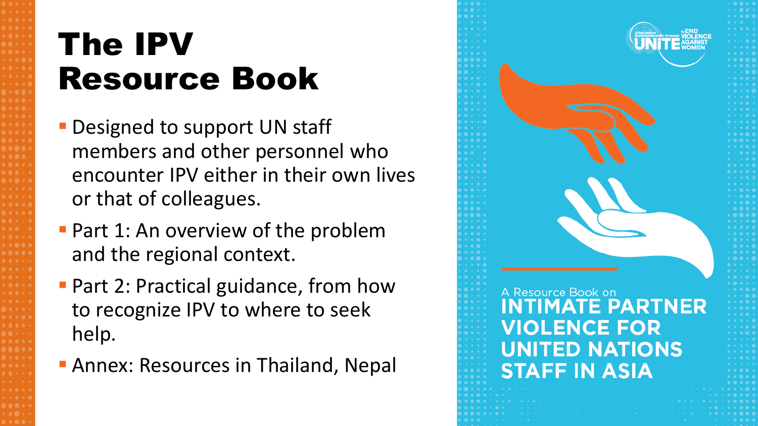# The IPV Resource Book

- Designed to support UN staff members and other personnel who encounter IPV either in their own lives or that of colleagues.
- Part 1: An overview of the problem and the regional context.
- Part 2: Practical guidance, from how to recognize IPV to where to seek help.
- Annex: Resources in Thailand, Nepal

United Nations Secretary-General's Campaign UNITE to END VIOLENCE AGAINST WOMEN

A Resource Book on
**INTIMATE PARTNER VIOLENCE FOR UNITED NATIONS STAFF IN ASIA**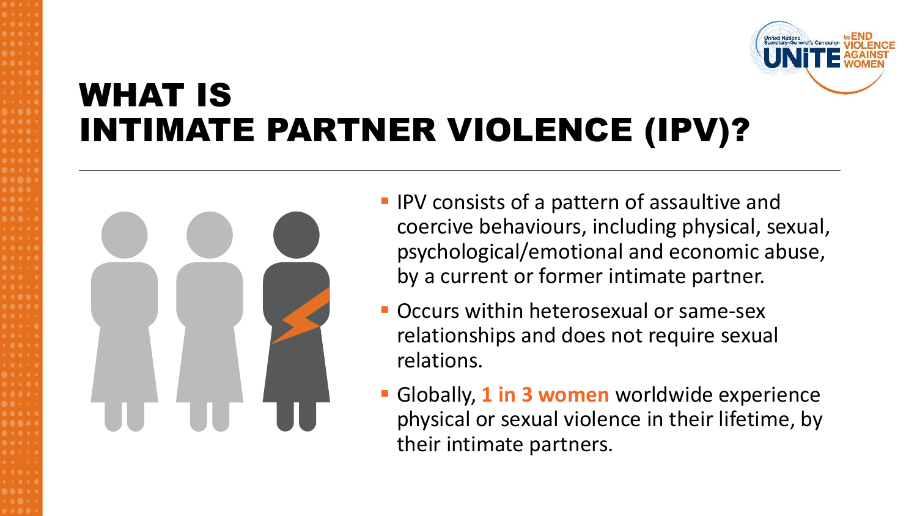# WHAT IS INTIMATE PARTNER VIOLENCE (IPV)?

- IPV consists of a pattern of assaultive and coercive behaviours, including physical, sexual, psychological/emotional and economic abuse, by a current or former intimate partner.
- Occurs within heterosexual or same-sex relationships and does not require sexual relations.
- Globally, **1 in 3 women** worldwide experience physical or sexual violence in their lifetime, by their intimate partners.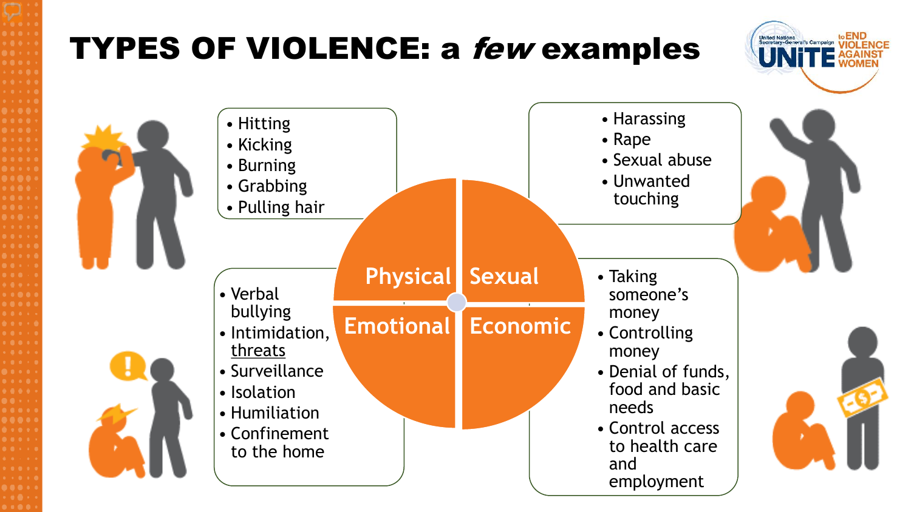# TYPES OF VIOLENCE: a *few* examples

UNiTE to END VIOLENCE AGAINST WOMEN — United Nations Secretary-General's Campaign

## Physical

- Hitting
- Kicking
- Burning
- Grabbing
- Pulling hair

## Sexual

- Harassing
- Rape
- Sexual abuse
- Unwanted touching

## Emotional

- Verbal bullying
- Intimidation, threats
- Surveillance
- Isolation
- Humiliation
- Confinement to the home

## Economic

- Taking someone's money
- Controlling money
- Denial of funds, food and basic needs
- Control access to health care and employment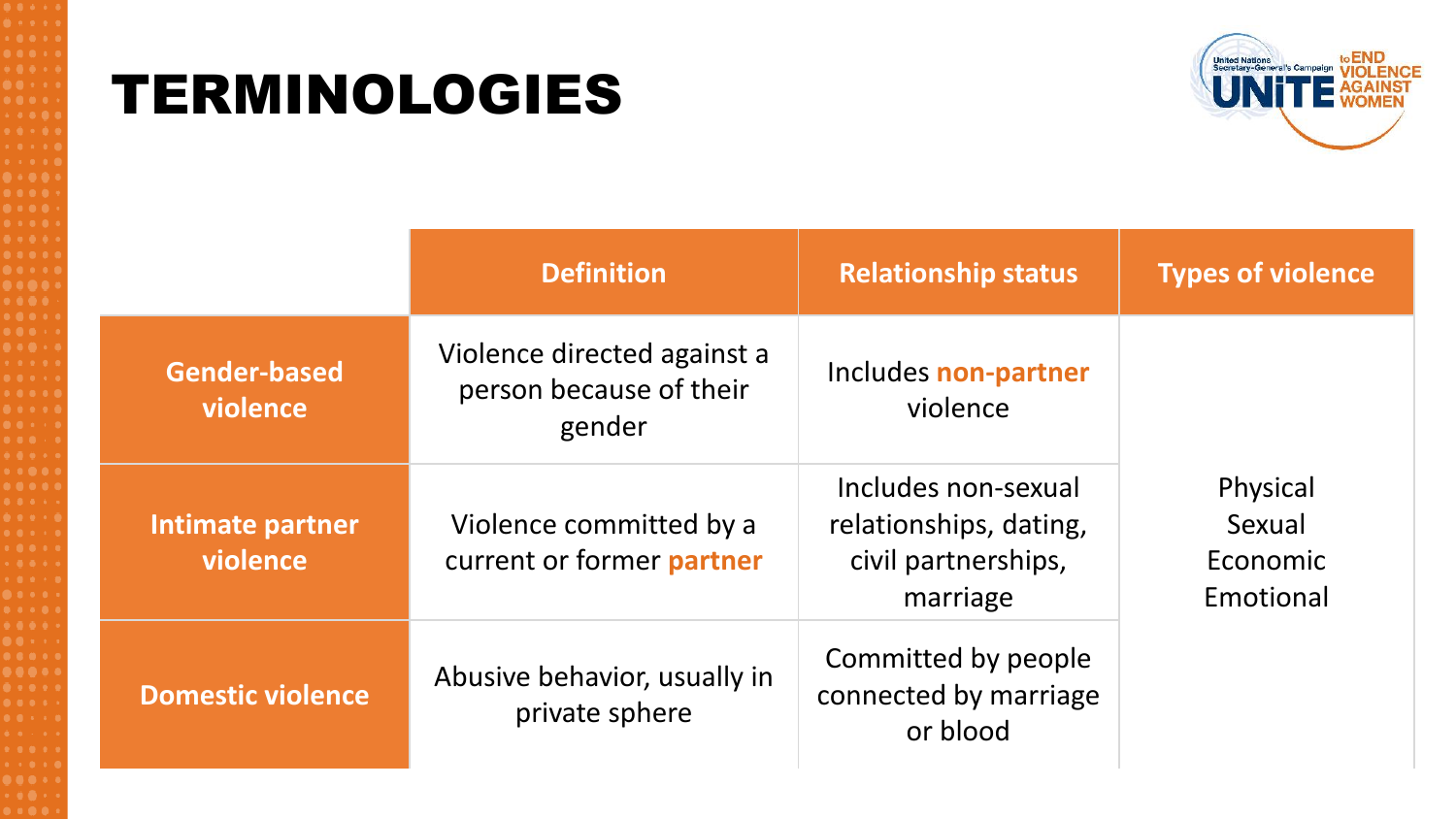# TERMINOLOGIES

| | Definition | Relationship status | Types of violence |
|---|---|---|---|
| **Gender-based violence** | Violence directed against a person because of their gender | Includes **non-partner** violence | Physical<br>Sexual<br>Economic<br>Emotional |
| **Intimate partner violence** | Violence committed by a current or former **partner** | Includes non-sexual relationships, dating, civil partnerships, marriage | |
| **Domestic violence** | Abusive behavior, usually in private sphere | Committed by people connected by marriage or blood | |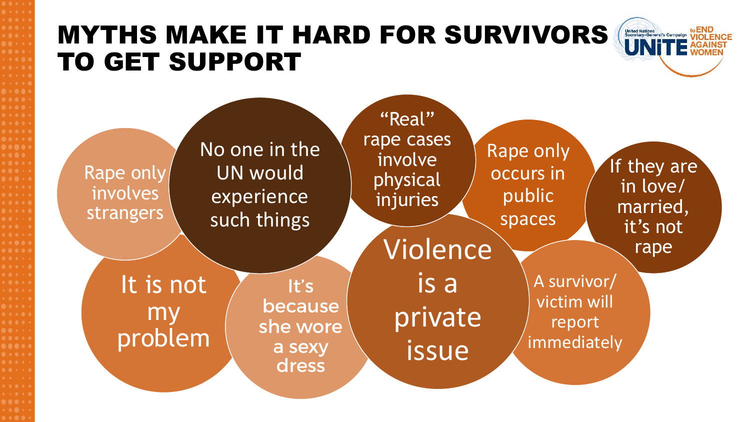# MYTHS MAKE IT HARD FOR SURVIVORS TO GET SUPPORT

- Rape only involves strangers
- No one in the UN would experience such things
- "Real" rape cases involve physical injuries
- Rape only occurs in public spaces
- If they are in love/ married, it's not rape
- It is not my problem
- It's because she wore a sexy dress
- Violence is a private issue
- A survivor/ victim will report immediately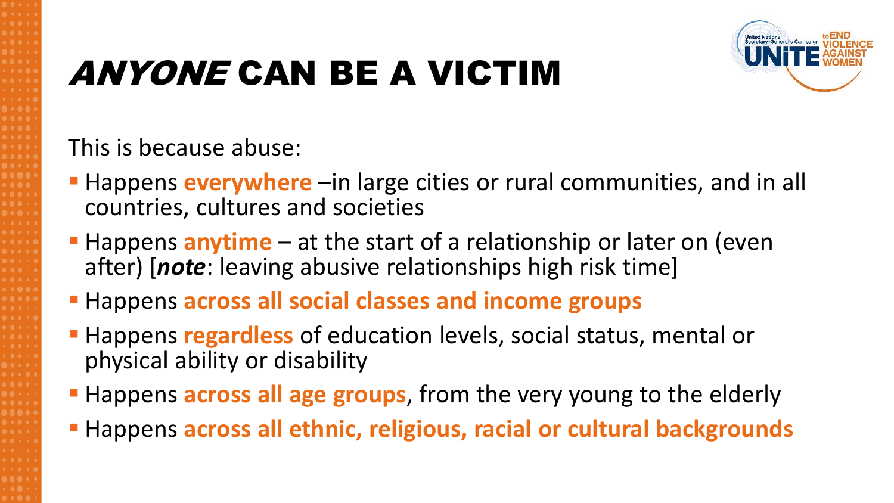# *ANYONE* CAN BE A VICTIM

This is because abuse:

- Happens **everywhere** –in large cities or rural communities, and in all countries, cultures and societies
- Happens **anytime** – at the start of a relationship or later on (even after) [***note***: leaving abusive relationships high risk time]
- Happens **across all social classes and income groups**
- Happens **regardless** of education levels, social status, mental or physical ability or disability
- Happens **across all age groups**, from the very young to the elderly
- Happens **across all ethnic, religious, racial or cultural backgrounds**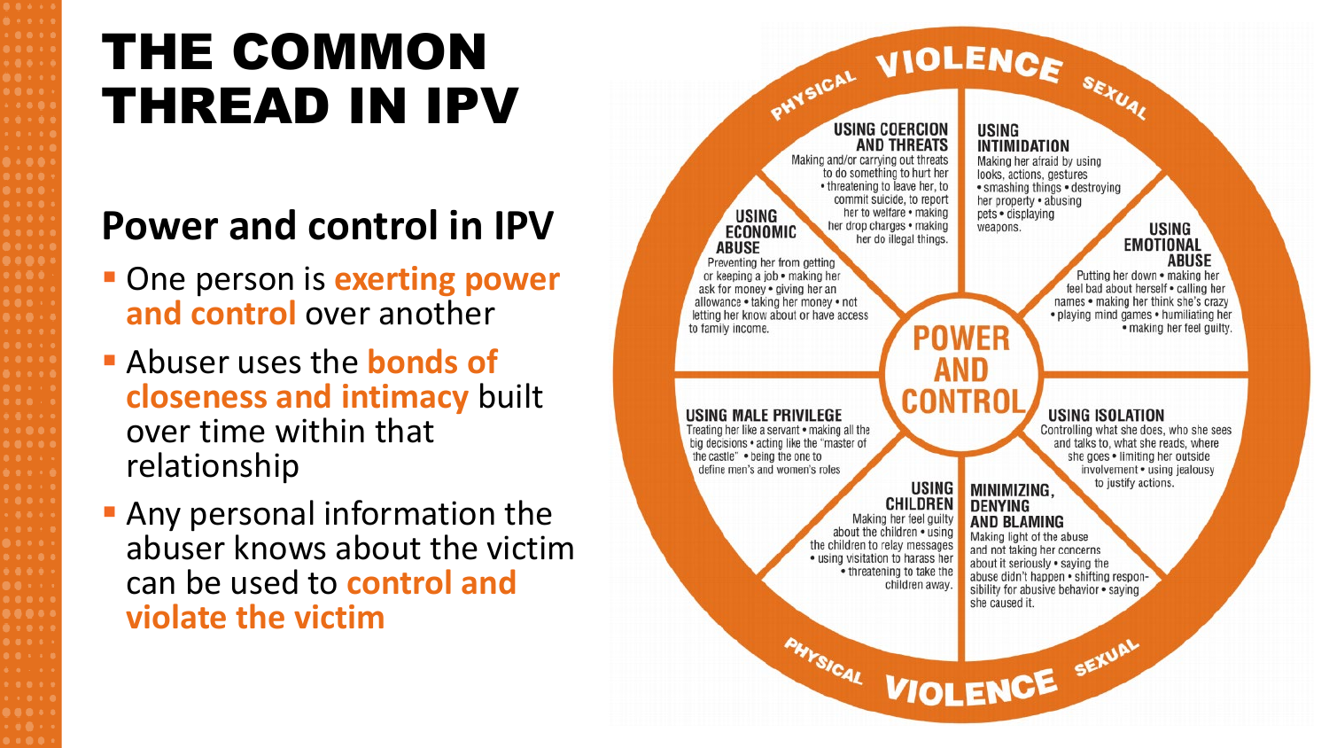# THE COMMON THREAD IN IPV

## Power and control in IPV

- One person is **exerting power and control** over another
- Abuser uses the **bonds of closeness and intimacy** built over time within that relationship
- Any personal information the abuser knows about the victim can be used to **control and violate the victim**

PHYSICAL VIOLENCE SEXUAL

**USING COERCION AND THREATS**
Making and/or carrying out threats to do something to hurt her • threatening to leave her, to commit suicide, to report her to welfare • making her drop charges • making her do illegal things.

**USING INTIMIDATION**
Making her afraid by using looks, actions, gestures • smashing things • destroying her property • abusing pets • displaying weapons.

**USING ECONOMIC ABUSE**
Preventing her from getting or keeping a job • making her ask for money • giving her an allowance • taking her money • not letting her know about or have access to family income.

**USING EMOTIONAL ABUSE**
Putting her down • making her feel bad about herself • calling her names • making her think she's crazy • playing mind games • humiliating her • making her feel guilty.

**POWER AND CONTROL**

**USING MALE PRIVILEGE**
Treating her like a servant • making all the big decisions • acting like the "master of the castle" • being the one to define men's and women's roles

**USING ISOLATION**
Controlling what she does, who she sees and talks to, what she reads, where she goes • limiting her outside involvement • using jealousy to justify actions.

**USING CHILDREN**
Making her feel guilty about the children • using the children to relay messages • using visitation to harass her • threatening to take the children away.

**MINIMIZING, DENYING AND BLAMING**
Making light of the abuse and not taking her concerns about it seriously • saying the abuse didn't happen • shifting responsibility for abusive behavior • saying she caused it.

PHYSICAL VIOLENCE SEXUAL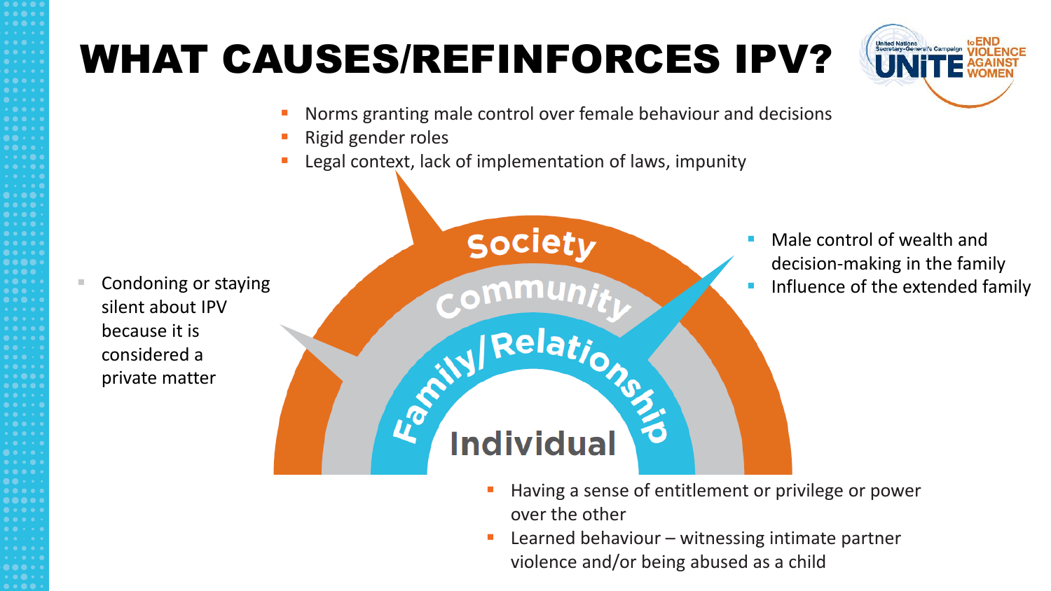# WHAT CAUSES/REFINFORCES IPV?

**Society**

- Norms granting male control over female behaviour and decisions
- Rigid gender roles
- Legal context, lack of implementation of laws, impunity

**Community**

- Condoning or staying silent about IPV because it is considered a private matter

**Family/Relationship**

- Male control of wealth and decision-making in the family
- Influence of the extended family

**Individual**

- Having a sense of entitlement or privilege or power over the other
- Learned behaviour – witnessing intimate partner violence and/or being abused as a child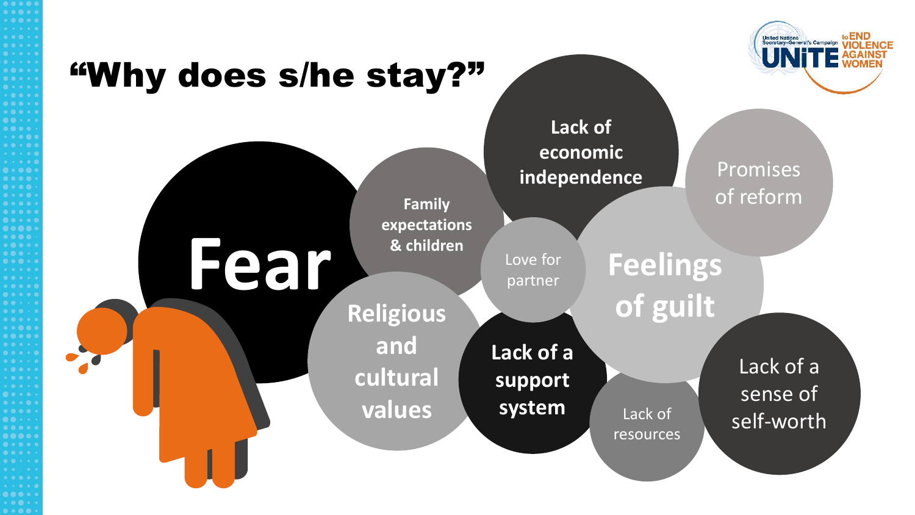# "Why does s/he stay?"

- Fear
- Family expectations & children
- Lack of economic independence
- Promises of reform
- Love for partner
- Feelings of guilt
- Religious and cultural values
- Lack of a support system
- Lack of resources
- Lack of a sense of self-worth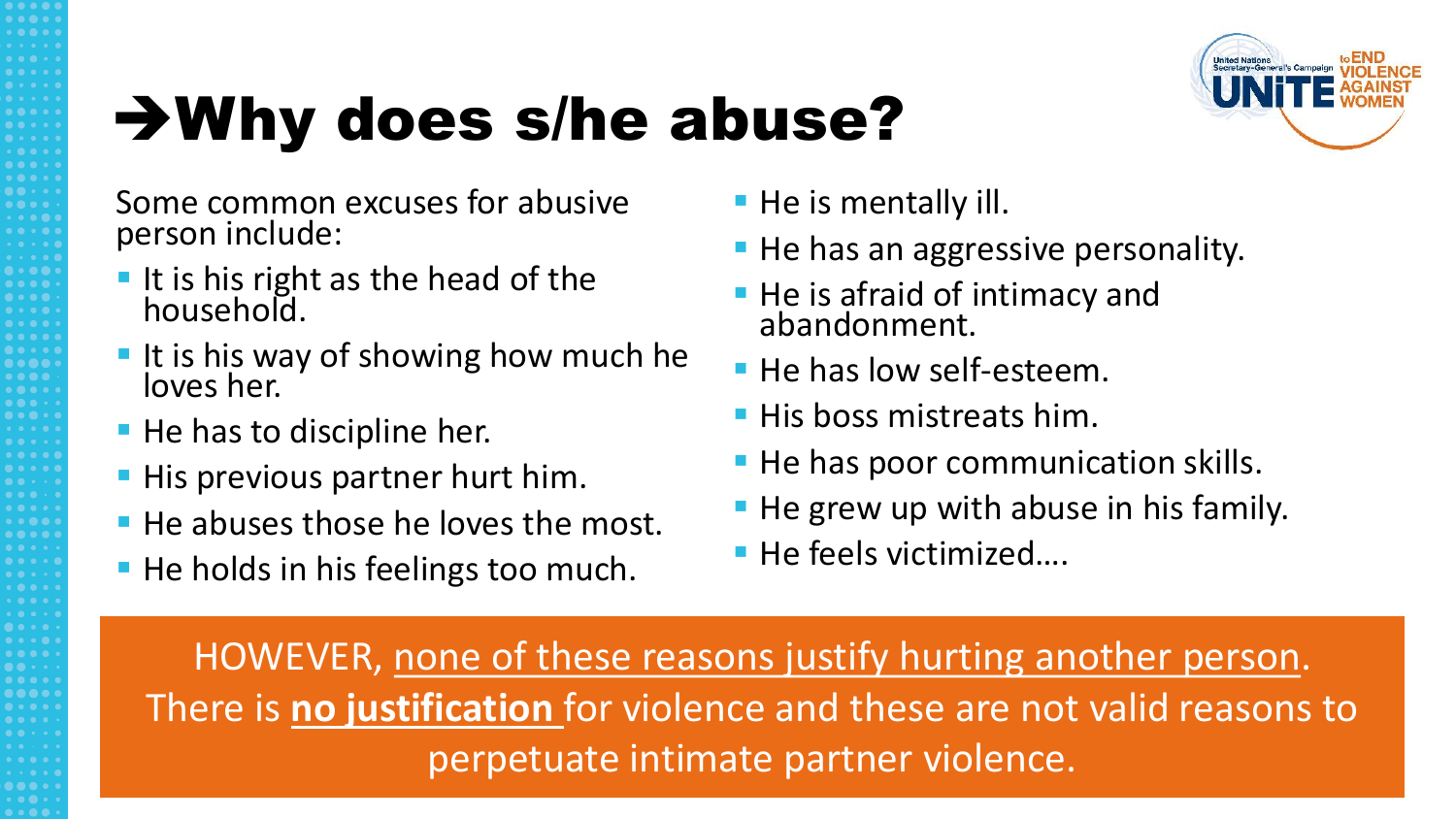# →Why does s/he abuse?

Some common excuses for abusive person include:

- It is his right as the head of the household.
- It is his way of showing how much he loves her.
- He has to discipline her.
- His previous partner hurt him.
- He abuses those he loves the most.
- He holds in his feelings too much.
- He is mentally ill.
- He has an aggressive personality.
- He is afraid of intimacy and abandonment.
- He has low self-esteem.
- His boss mistreats him.
- He has poor communication skills.
- He grew up with abuse in his family.
- He feels victimized….

HOWEVER, none of these reasons justify hurting another person. There is **no justification** for violence and these are not valid reasons to perpetuate intimate partner violence.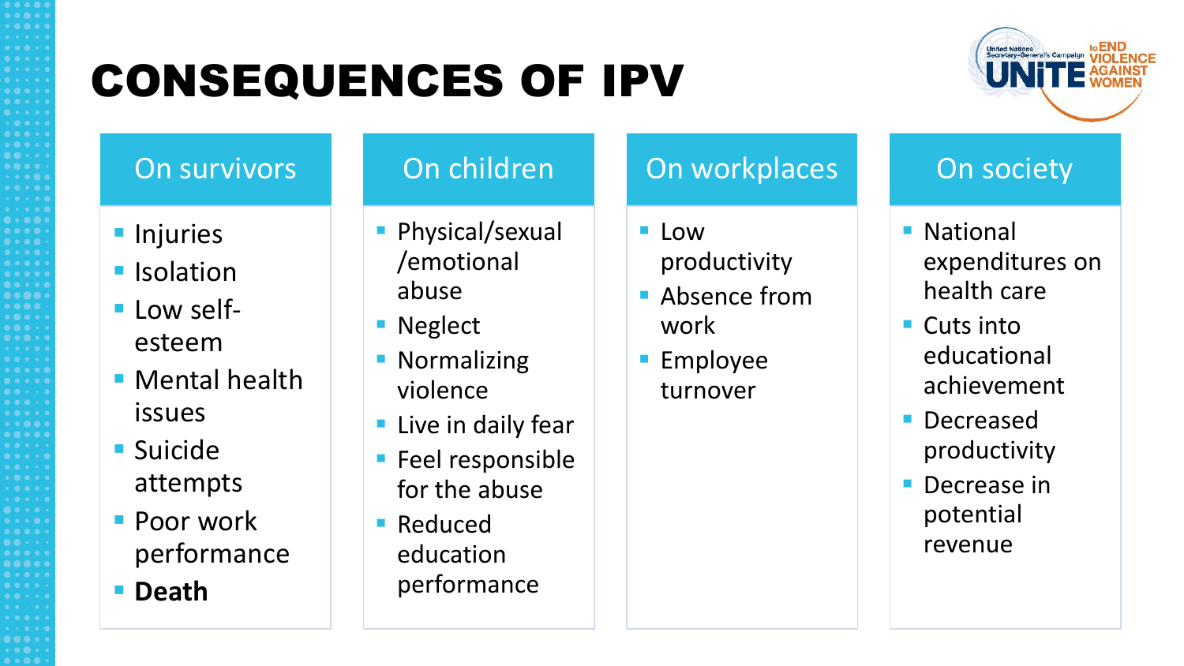# CONSEQUENCES OF IPV

United Nations Secretary-General's Campaign UNiTE to END VIOLENCE AGAINST WOMEN

## On survivors

- Injuries
- Isolation
- Low self-esteem
- Mental health issues
- Suicide attempts
- Poor work performance
- **Death**

## On children

- Physical/sexual /emotional abuse
- Neglect
- Normalizing violence
- Live in daily fear
- Feel responsible for the abuse
- Reduced education performance

## On workplaces

- Low productivity
- Absence from work
- Employee turnover

## On society

- National expenditures on health care
- Cuts into educational achievement
- Decreased productivity
- Decrease in potential revenue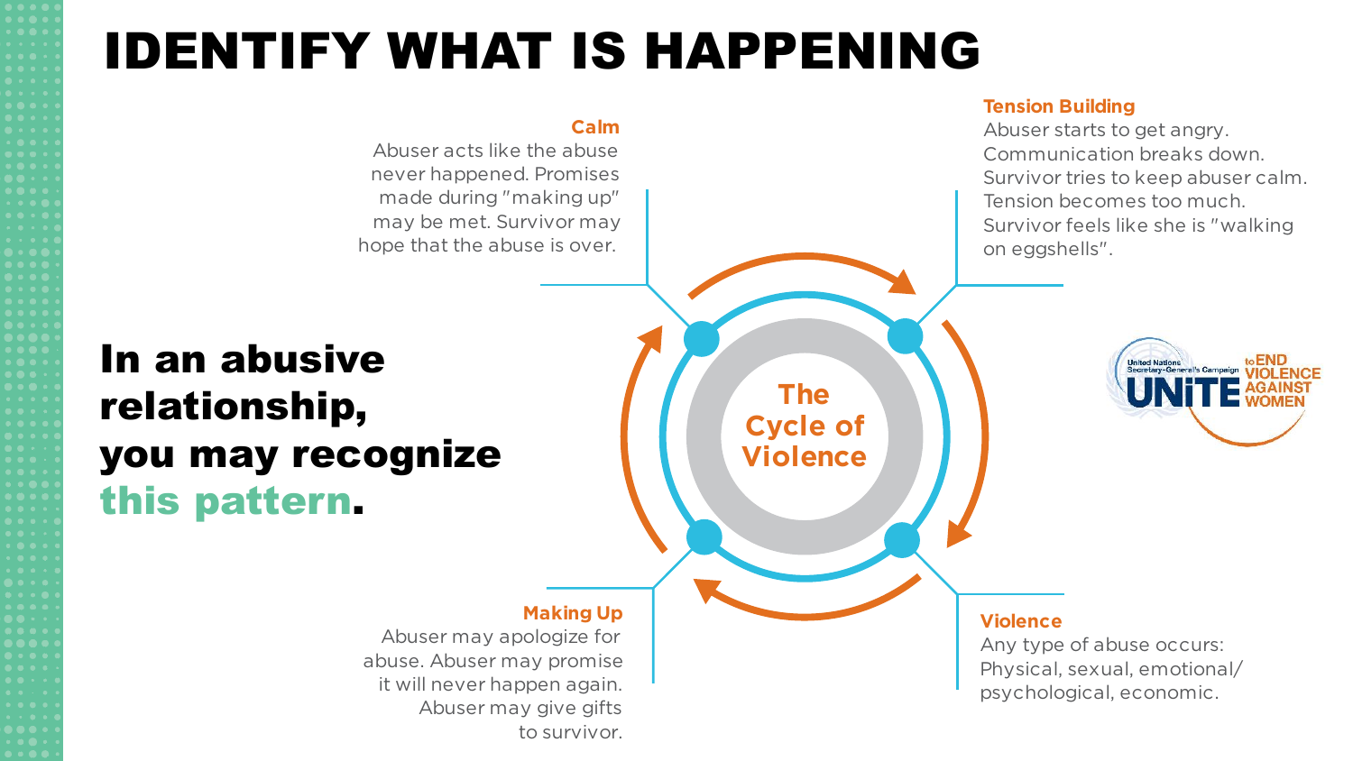# IDENTIFY WHAT IS HAPPENING

**In an abusive relationship, you may recognize this pattern.**

**The Cycle of Violence**

**Calm**
Abuser acts like the abuse never happened. Promises made during "making up" may be met. Survivor may hope that the abuse is over.

**Tension Building**
Abuser starts to get angry. Communication breaks down. Survivor tries to keep abuser calm. Tension becomes too much. Survivor feels like she is "walking on eggshells".

**Violence**
Any type of abuse occurs: Physical, sexual, emotional/ psychological, economic.

**Making Up**
Abuser may apologize for abuse. Abuser may promise it will never happen again. Abuser may give gifts to survivor.

United Nations Secretary-General's Campaign UNiTE to END VIOLENCE AGAINST WOMEN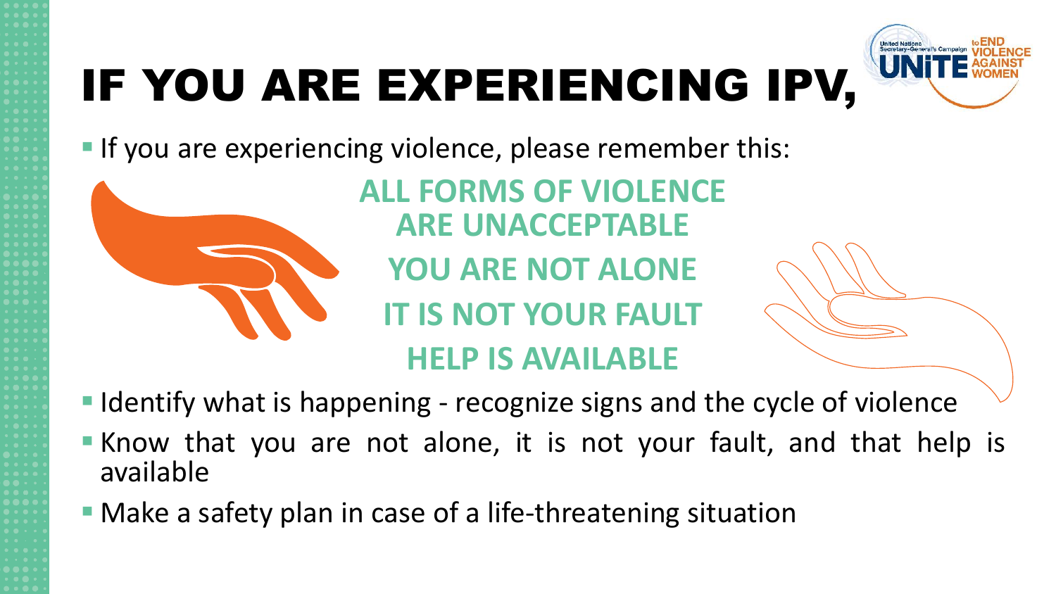# IF YOU ARE EXPERIENCING IPV,

- If you are experiencing violence, please remember this:

**ALL FORMS OF VIOLENCE ARE UNACCEPTABLE**

**YOU ARE NOT ALONE**

**IT IS NOT YOUR FAULT**

**HELP IS AVAILABLE**

- Identify what is happening - recognize signs and the cycle of violence
- Know that you are not alone, it is not your fault, and that help is available
- Make a safety plan in case of a life-threatening situation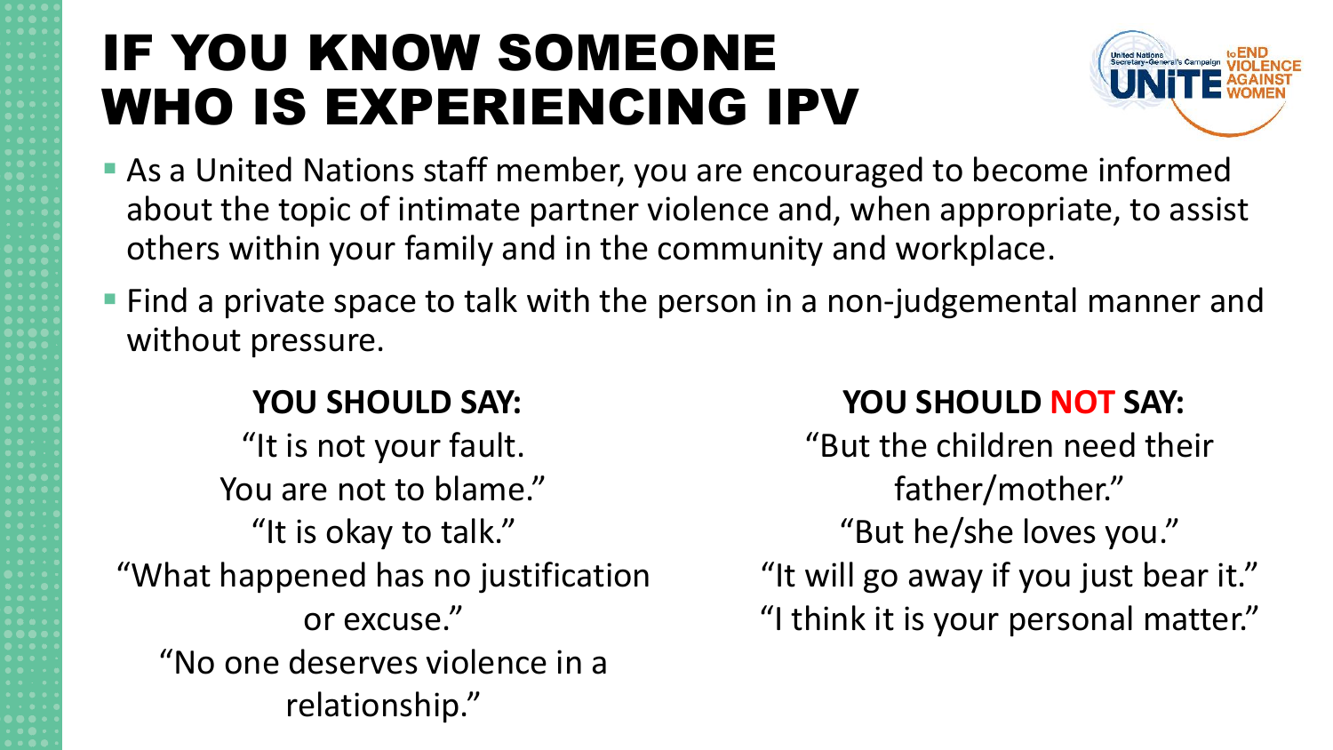# IF YOU KNOW SOMEONE WHO IS EXPERIENCING IPV

- As a United Nations staff member, you are encouraged to become informed about the topic of intimate partner violence and, when appropriate, to assist others within your family and in the community and workplace.
- Find a private space to talk with the person in a non-judgemental manner and without pressure.

**YOU SHOULD SAY:**

"It is not your fault.
You are not to blame."
"It is okay to talk."
"What happened has no justification or excuse."
"No one deserves violence in a relationship."

**YOU SHOULD NOT SAY:**

"But the children need their father/mother."
"But he/she loves you."
"It will go away if you just bear it."
"I think it is your personal matter."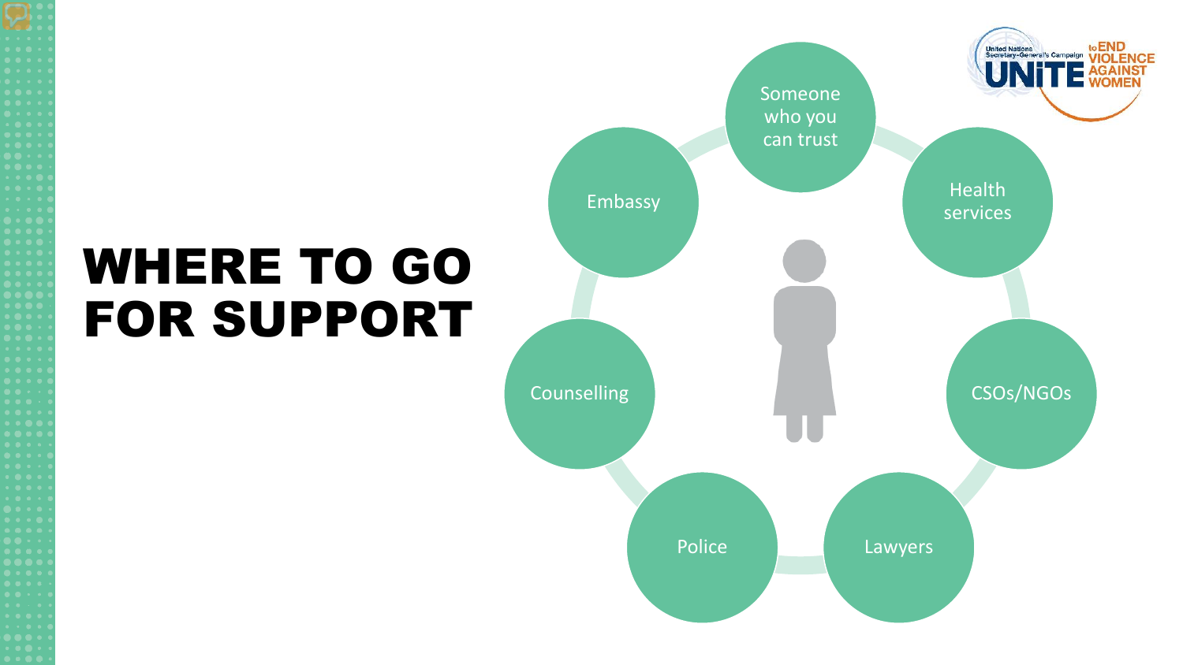# WHERE TO GO FOR SUPPORT

- Someone who you can trust
- Health services
- CSOs/NGOs
- Lawyers
- Police
- Counselling
- Embassy

United Nations Secretary-General's Campaign UNiTE to END VIOLENCE AGAINST WOMEN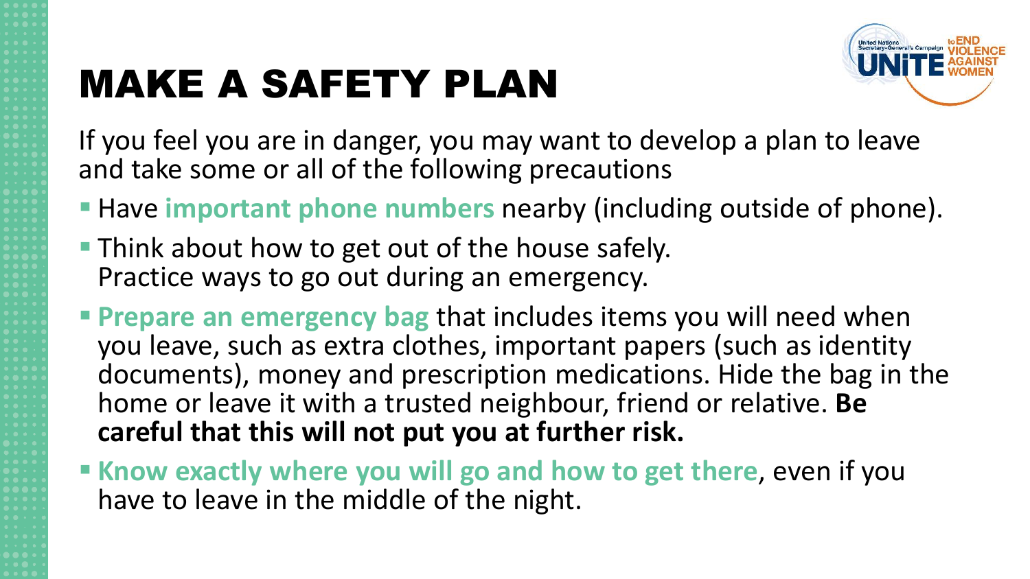# MAKE A SAFETY PLAN

If you feel you are in danger, you may want to develop a plan to leave and take some or all of the following precautions

- Have **important phone numbers** nearby (including outside of phone).
- Think about how to get out of the house safely. Practice ways to go out during an emergency.
- **Prepare an emergency bag** that includes items you will need when you leave, such as extra clothes, important papers (such as identity documents), money and prescription medications. Hide the bag in the home or leave it with a trusted neighbour, friend or relative. **Be careful that this will not put you at further risk.**
- **Know exactly where you will go and how to get there**, even if you have to leave in the middle of the night.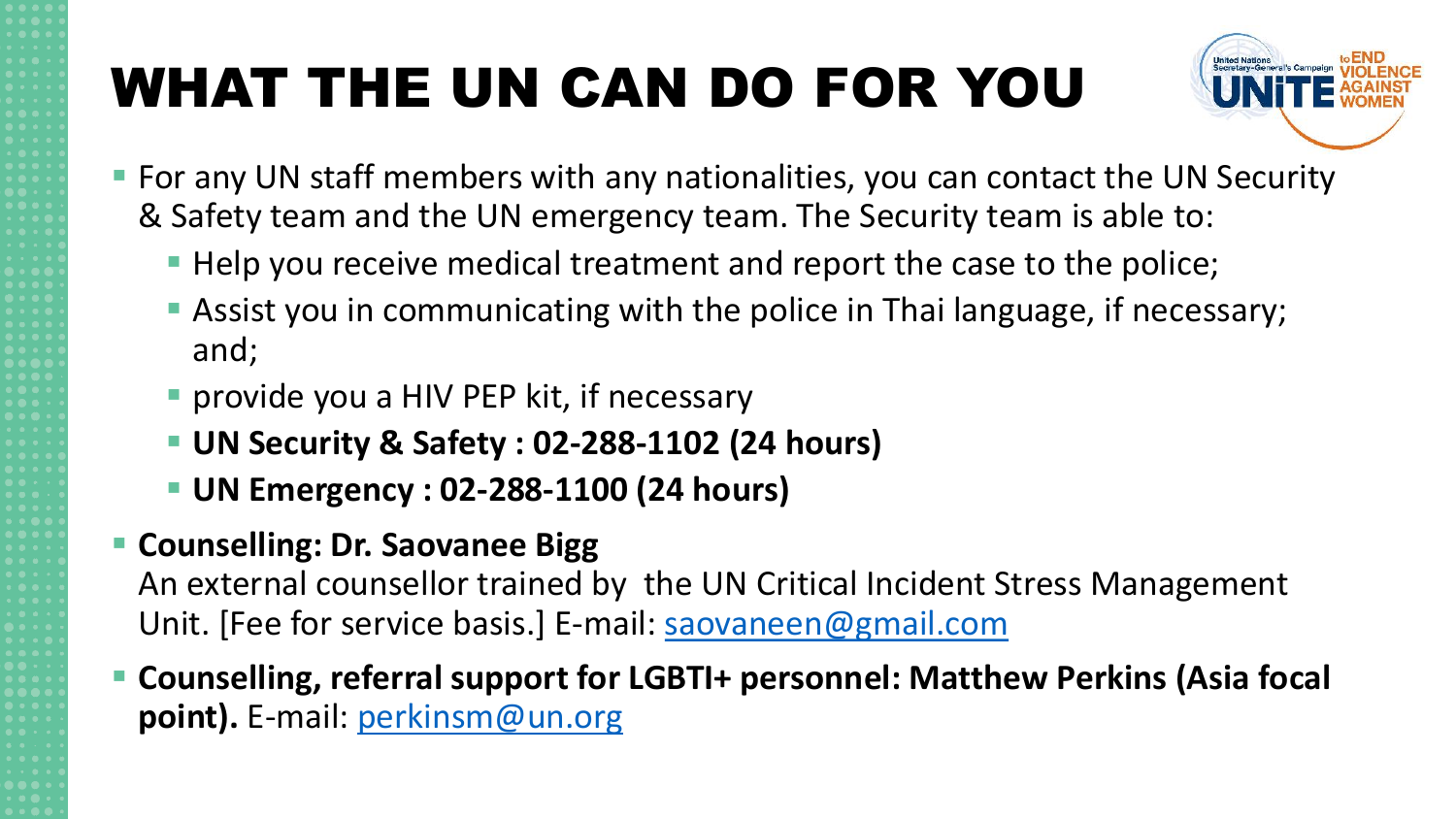# WHAT THE UN CAN DO FOR YOU

- For any UN staff members with any nationalities, you can contact the UN Security & Safety team and the UN emergency team. The Security team is able to:
  - Help you receive medical treatment and report the case to the police;
  - Assist you in communicating with the police in Thai language, if necessary; and;
  - provide you a HIV PEP kit, if necessary
  - **UN Security & Safety : 02-288-1102 (24 hours)**
  - **UN Emergency : 02-288-1100 (24 hours)**
- **Counselling: Dr. Saovanee Bigg**
  An external counsellor trained by the UN Critical Incident Stress Management Unit. [Fee for service basis.] E-mail: saovaneen@gmail.com
- **Counselling, referral support for LGBTI+ personnel: Matthew Perkins (Asia focal point).** E-mail: perkinsm@un.org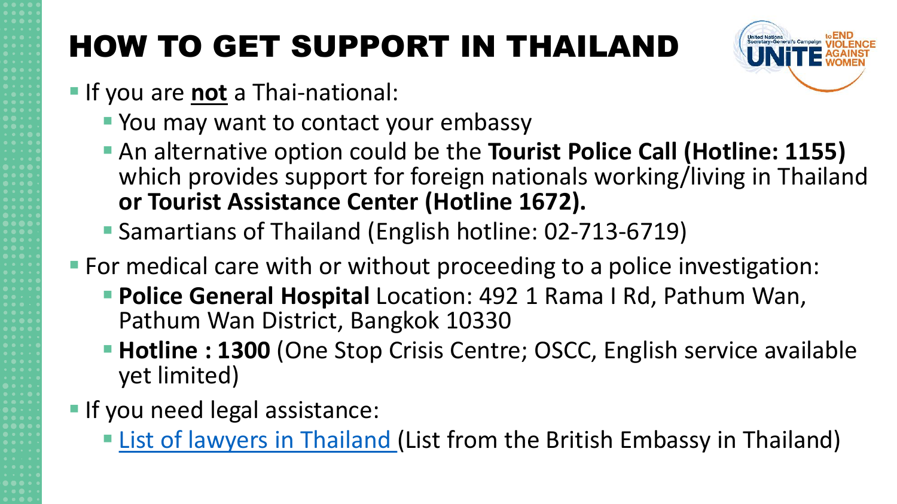# HOW TO GET SUPPORT IN THAILAND

- If you are **not** a Thai-national:
  - You may want to contact your embassy
  - An alternative option could be the **Tourist Police Call (Hotline: 1155)** which provides support for foreign nationals working/living in Thailand **or Tourist Assistance Center (Hotline 1672).**
  - Samartians of Thailand (English hotline: 02-713-6719)
- For medical care with or without proceeding to a police investigation:
  - **Police General Hospital** Location: 492 1 Rama I Rd, Pathum Wan, Pathum Wan District, Bangkok 10330
  - **Hotline : 1300** (One Stop Crisis Centre; OSCC, English service available yet limited)
- If you need legal assistance:
  - List of lawyers in Thailand (List from the British Embassy in Thailand)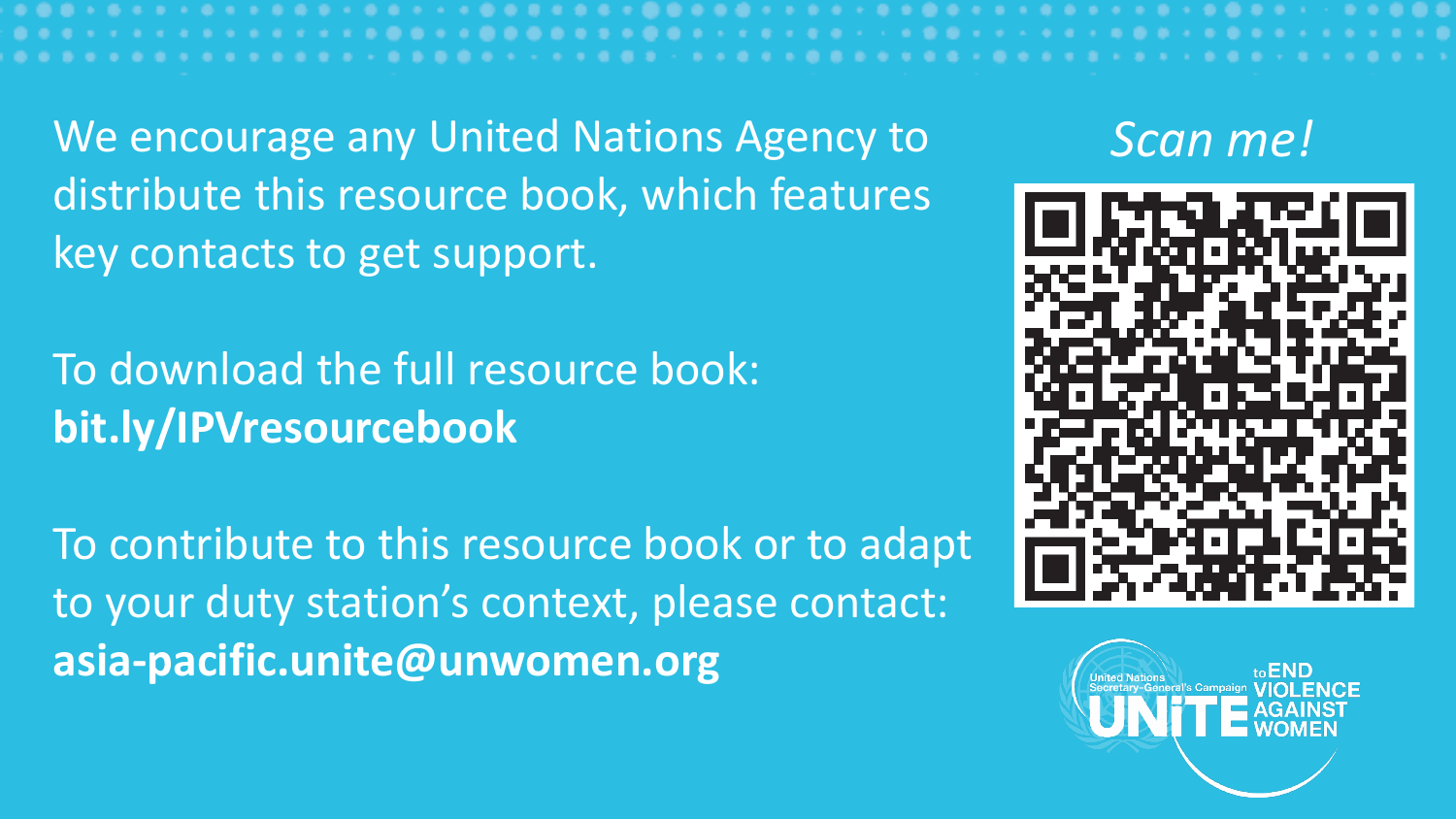We encourage any United Nations Agency to distribute this resource book, which features key contacts to get support.

To download the full resource book:
**bit.ly/IPVresourcebook**

To contribute to this resource book or to adapt to your duty station's context, please contact:
**asia-pacific.unite@unwomen.org**

*Scan me!*

United Nations Secretary-General's Campaign UNiTE to END VIOLENCE AGAINST WOMEN